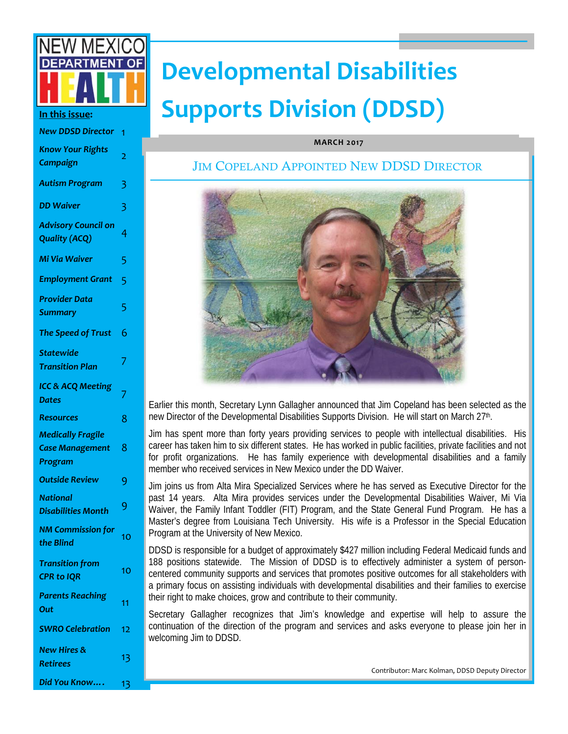NEW MEXICO DEPARTMENT OF HEALTH

# Developmental Disabilities Supports Division (DDSD)

**MARCH 2017**

**In this issue:**

| | |
|---|---|
| *New DDSD Director* | 1 |
| *Know Your Rights Campaign* | 2 |
| *Autism Program* | 3 |
| *DD Waiver* | 3 |
| *Advisory Council on Quality (ACQ)* | 4 |
| *Mi Via Waiver* | 5 |
| *Employment Grant* | 5 |
| *Provider Data Summary* | 5 |
| *The Speed of Trust* | 6 |
| *Statewide Transition Plan* | 7 |
| *ICC & ACQ Meeting Dates* | 7 |
| *Resources* | 8 |
| *Medically Fragile Case Management Program* | 8 |
| *Outside Review* | 9 |
| *National Disabilities Month* | 9 |
| *NM Commission for the Blind* | 10 |
| *Transition from CPR to IQR* | 10 |
| *Parents Reaching Out* | 11 |
| *SWRO Celebration* | 12 |
| *New Hires & Retirees* | 13 |
| *Did You Know….* | 13 |

## JIM COPELAND APPOINTED NEW DDSD DIRECTOR

Earlier this month, Secretary Lynn Gallagher announced that Jim Copeland has been selected as the new Director of the Developmental Disabilities Supports Division. He will start on March 27th.

Jim has spent more than forty years providing services to people with intellectual disabilities. His career has taken him to six different states. He has worked in public facilities, private facilities and not for profit organizations. He has family experience with developmental disabilities and a family member who received services in New Mexico under the DD Waiver.

Jim joins us from Alta Mira Specialized Services where he has served as Executive Director for the past 14 years. Alta Mira provides services under the Developmental Disabilities Waiver, Mi Via Waiver, the Family Infant Toddler (FIT) Program, and the State General Fund Program. He has a Master's degree from Louisiana Tech University. His wife is a Professor in the Special Education Program at the University of New Mexico.

DDSD is responsible for a budget of approximately $427 million including Federal Medicaid funds and 188 positions statewide. The Mission of DDSD is to effectively administer a system of person-centered community supports and services that promotes positive outcomes for all stakeholders with a primary focus on assisting individuals with developmental disabilities and their families to exercise their right to make choices, grow and contribute to their community.

Secretary Gallagher recognizes that Jim's knowledge and expertise will help to assure the continuation of the direction of the program and services and asks everyone to please join her in welcoming Jim to DDSD.

Contributor: Marc Kolman, DDSD Deputy Director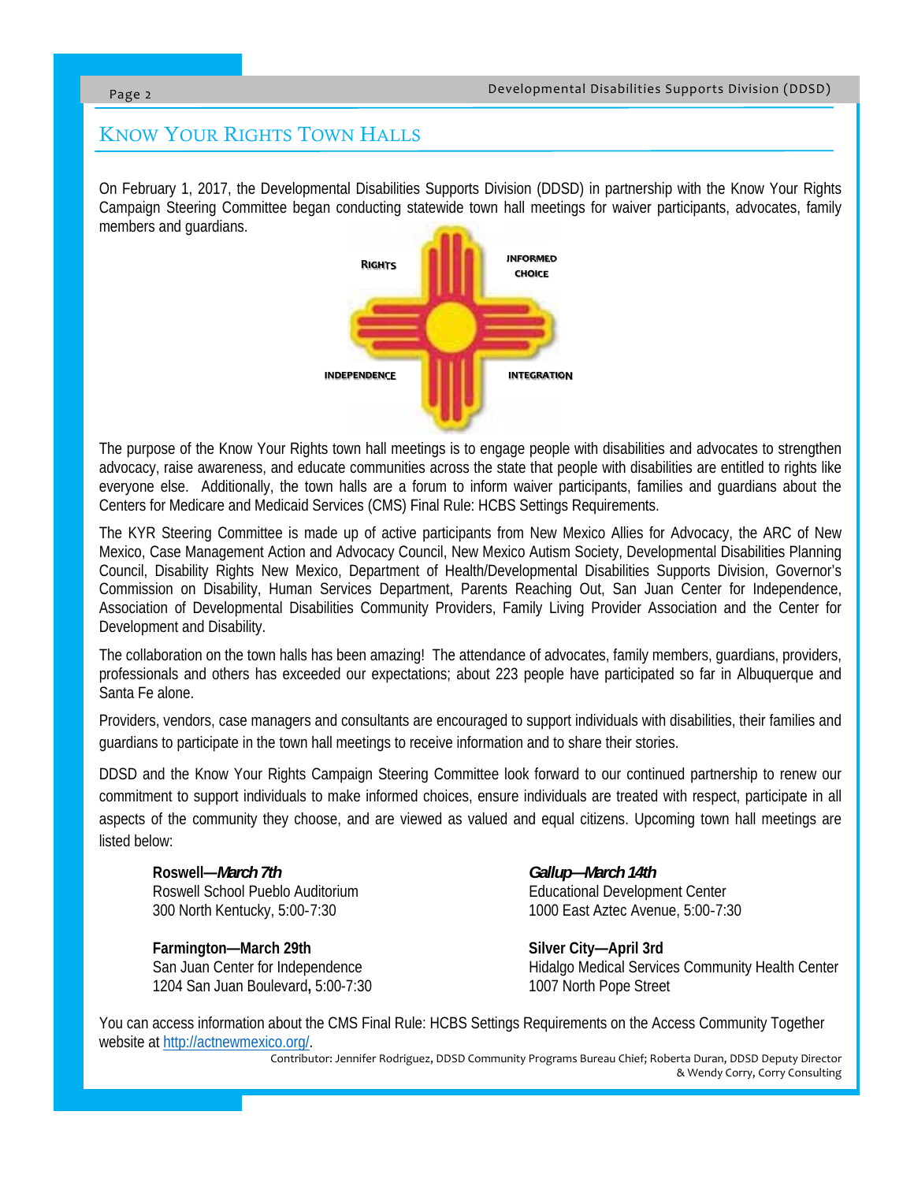## Know Your Rights Town Halls

On February 1, 2017, the Developmental Disabilities Supports Division (DDSD) in partnership with the Know Your Rights Campaign Steering Committee began conducting statewide town hall meetings for waiver participants, advocates, family members and guardians.

RIGHTS  
INFORMED CHOICE  
INDEPENDENCE  
INTEGRATION

The purpose of the Know Your Rights town hall meetings is to engage people with disabilities and advocates to strengthen advocacy, raise awareness, and educate communities across the state that people with disabilities are entitled to rights like everyone else. Additionally, the town halls are a forum to inform waiver participants, families and guardians about the Centers for Medicare and Medicaid Services (CMS) Final Rule: HCBS Settings Requirements.

The KYR Steering Committee is made up of active participants from New Mexico Allies for Advocacy, the ARC of New Mexico, Case Management Action and Advocacy Council, New Mexico Autism Society, Developmental Disabilities Planning Council, Disability Rights New Mexico, Department of Health/Developmental Disabilities Supports Division, Governor's Commission on Disability, Human Services Department, Parents Reaching Out, San Juan Center for Independence, Association of Developmental Disabilities Community Providers, Family Living Provider Association and the Center for Development and Disability.

The collaboration on the town halls has been amazing! The attendance of advocates, family members, guardians, providers, professionals and others has exceeded our expectations; about 223 people have participated so far in Albuquerque and Santa Fe alone.

Providers, vendors, case managers and consultants are encouraged to support individuals with disabilities, their families and guardians to participate in the town hall meetings to receive information and to share their stories.

DDSD and the Know Your Rights Campaign Steering Committee look forward to our continued partnership to renew our commitment to support individuals to make informed choices, ensure individuals are treated with respect, participate in all aspects of the community they choose, and are viewed as valued and equal citizens. Upcoming town hall meetings are listed below:

**Roswell—*March 7th***  
Roswell School Pueblo Auditorium  
300 North Kentucky, 5:00-7:30

***Gallup—March 14th***  
Educational Development Center  
1000 East Aztec Avenue, 5:00-7:30

**Farmington—March 29th**  
San Juan Center for Independence  
1204 San Juan Boulevard**,** 5:00-7:30

**Silver City—April 3rd**  
Hidalgo Medical Services Community Health Center  
1007 North Pope Street

You can access information about the CMS Final Rule: HCBS Settings Requirements on the Access Community Together website at http://actnewmexico.org/.

Contributor: Jennifer Rodriguez, DDSD Community Programs Bureau Chief; Roberta Duran, DDSD Deputy Director & Wendy Corry, Corry Consulting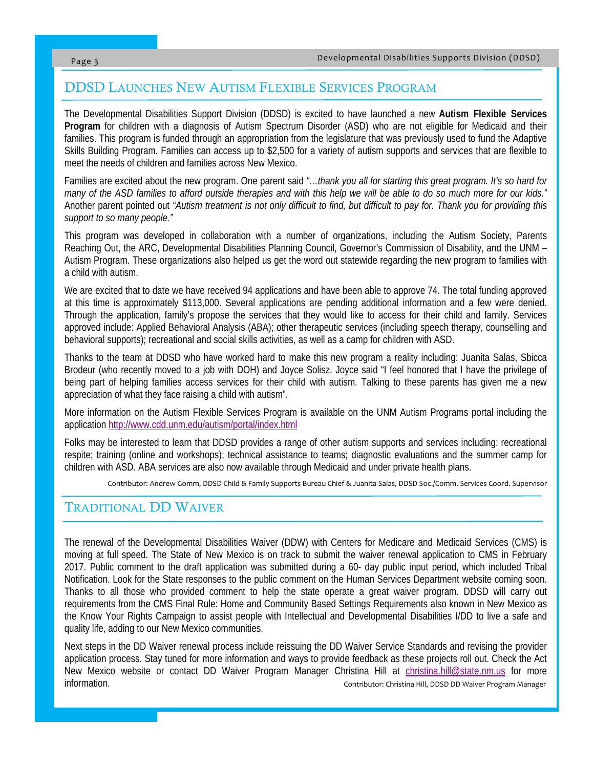## DDSD Launches New Autism Flexible Services Program

The Developmental Disabilities Support Division (DDSD) is excited to have launched a new **Autism Flexible Services Program** for children with a diagnosis of Autism Spectrum Disorder (ASD) who are not eligible for Medicaid and their families. This program is funded through an appropriation from the legislature that was previously used to fund the Adaptive Skills Building Program. Families can access up to $2,500 for a variety of autism supports and services that are flexible to meet the needs of children and families across New Mexico.

Families are excited about the new program. One parent said *"…thank you all for starting this great program. It's so hard for many of the ASD families to afford outside therapies and with this help we will be able to do so much more for our kids."* Another parent pointed out *"Autism treatment is not only difficult to find, but difficult to pay for. Thank you for providing this support to so many people."*

This program was developed in collaboration with a number of organizations, including the Autism Society, Parents Reaching Out, the ARC, Developmental Disabilities Planning Council, Governor's Commission of Disability, and the UNM – Autism Program. These organizations also helped us get the word out statewide regarding the new program to families with a child with autism.

We are excited that to date we have received 94 applications and have been able to approve 74. The total funding approved at this time is approximately $113,000. Several applications are pending additional information and a few were denied. Through the application, family's propose the services that they would like to access for their child and family. Services approved include: Applied Behavioral Analysis (ABA); other therapeutic services (including speech therapy, counselling and behavioral supports); recreational and social skills activities, as well as a camp for children with ASD.

Thanks to the team at DDSD who have worked hard to make this new program a reality including: Juanita Salas, Sbicca Brodeur (who recently moved to a job with DOH) and Joyce Solisz. Joyce said "I feel honored that I have the privilege of being part of helping families access services for their child with autism. Talking to these parents has given me a new appreciation of what they face raising a child with autism".

More information on the Autism Flexible Services Program is available on the UNM Autism Programs portal including the application http://www.cdd.unm.edu/autism/portal/index.html

Folks may be interested to learn that DDSD provides a range of other autism supports and services including: recreational respite; training (online and workshops); technical assistance to teams; diagnostic evaluations and the summer camp for children with ASD. ABA services are also now available through Medicaid and under private health plans.

Contributor: Andrew Gomm, DDSD Child & Family Supports Bureau Chief & Juanita Salas, DDSD Soc./Comm. Services Coord. Supervisor

## Traditional DD Waiver

The renewal of the Developmental Disabilities Waiver (DDW) with Centers for Medicare and Medicaid Services (CMS) is moving at full speed. The State of New Mexico is on track to submit the waiver renewal application to CMS in February 2017. Public comment to the draft application was submitted during a 60- day public input period, which included Tribal Notification. Look for the State responses to the public comment on the Human Services Department website coming soon. Thanks to all those who provided comment to help the state operate a great waiver program. DDSD will carry out requirements from the CMS Final Rule: Home and Community Based Settings Requirements also known in New Mexico as the Know Your Rights Campaign to assist people with Intellectual and Developmental Disabilities I/DD to live a safe and quality life, adding to our New Mexico communities.

Next steps in the DD Waiver renewal process include reissuing the DD Waiver Service Standards and revising the provider application process. Stay tuned for more information and ways to provide feedback as these projects roll out. Check the Act New Mexico website or contact DD Waiver Program Manager Christina Hill at christina.hill@state.nm.us for more information.

Contributor: Christina Hill, DDSD DD Waiver Program Manager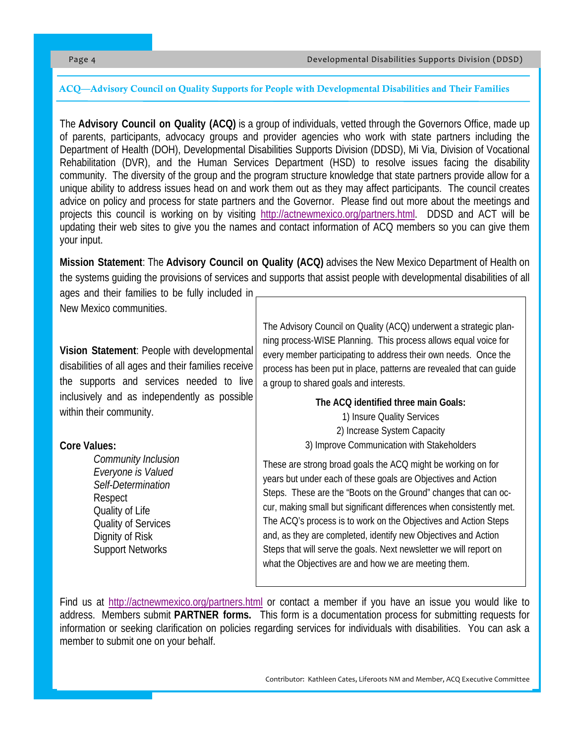## ACQ—Advisory Council on Quality Supports for People with Developmental Disabilities and Their Families

The **Advisory Council on Quality (ACQ)** is a group of individuals, vetted through the Governors Office, made up of parents, participants, advocacy groups and provider agencies who work with state partners including the Department of Health (DOH), Developmental Disabilities Supports Division (DDSD), Mi Via, Division of Vocational Rehabilitation (DVR), and the Human Services Department (HSD) to resolve issues facing the disability community. The diversity of the group and the program structure knowledge that state partners provide allow for a unique ability to address issues head on and work them out as they may affect participants. The council creates advice on policy and process for state partners and the Governor. Please find out more about the meetings and projects this council is working on by visiting http://actnewmexico.org/partners.html. DDSD and ACT will be updating their web sites to give you the names and contact information of ACQ members so you can give them your input.

**Mission Statement**: The **Advisory Council on Quality (ACQ)** advises the New Mexico Department of Health on the systems guiding the provisions of services and supports that assist people with developmental disabilities of all ages and their families to be fully included in New Mexico communities.

**Vision Statement**: People with developmental disabilities of all ages and their families receive the supports and services needed to live inclusively and as independently as possible within their community.

**Core Values:**

*Community Inclusion*
*Everyone is Valued*
*Self-Determination*
Respect
Quality of Life
Quality of Services
Dignity of Risk
Support Networks

The Advisory Council on Quality (ACQ) underwent a strategic planning process-WISE Planning. This process allows equal voice for every member participating to address their own needs. Once the process has been put in place, patterns are revealed that can guide a group to shared goals and interests.

**The ACQ identified three main Goals:**

1) Insure Quality Services
2) Increase System Capacity
3) Improve Communication with Stakeholders

These are strong broad goals the ACQ might be working on for years but under each of these goals are Objectives and Action Steps. These are the "Boots on the Ground" changes that can occur, making small but significant differences when consistently met. The ACQ's process is to work on the Objectives and Action Steps and, as they are completed, identify new Objectives and Action Steps that will serve the goals. Next newsletter we will report on what the Objectives are and how we are meeting them.

Find us at http://actnewmexico.org/partners.html or contact a member if you have an issue you would like to address. Members submit **PARTNER forms.** This form is a documentation process for submitting requests for information or seeking clarification on policies regarding services for individuals with disabilities. You can ask a member to submit one on your behalf.

Contributor: Kathleen Cates, Liferoots NM and Member, ACQ Executive Committee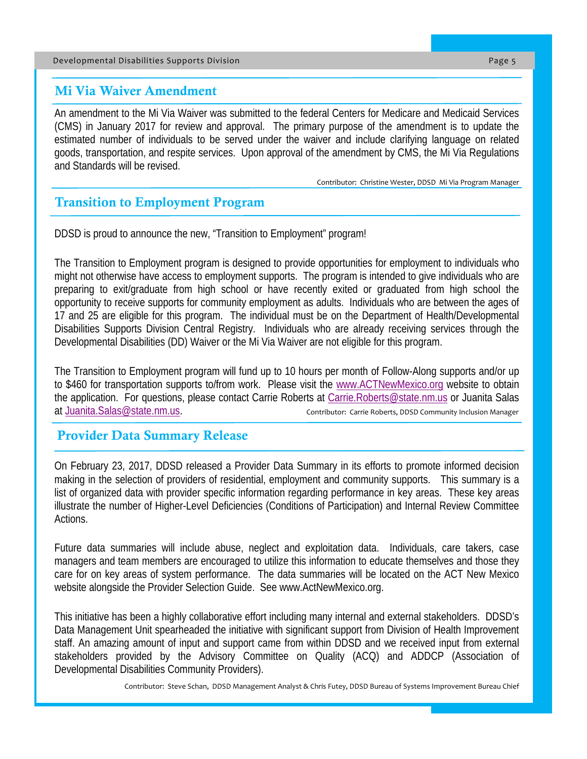## Mi Via Waiver Amendment

An amendment to the Mi Via Waiver was submitted to the federal Centers for Medicare and Medicaid Services (CMS) in January 2017 for review and approval. The primary purpose of the amendment is to update the estimated number of individuals to be served under the waiver and include clarifying language on related goods, transportation, and respite services. Upon approval of the amendment by CMS, the Mi Via Regulations and Standards will be revised.

Contributor: Christine Wester, DDSD Mi Via Program Manager

## Transition to Employment Program

DDSD is proud to announce the new, "Transition to Employment" program!

The Transition to Employment program is designed to provide opportunities for employment to individuals who might not otherwise have access to employment supports. The program is intended to give individuals who are preparing to exit/graduate from high school or have recently exited or graduated from high school the opportunity to receive supports for community employment as adults. Individuals who are between the ages of 17 and 25 are eligible for this program. The individual must be on the Department of Health/Developmental Disabilities Supports Division Central Registry. Individuals who are already receiving services through the Developmental Disabilities (DD) Waiver or the Mi Via Waiver are not eligible for this program.

The Transition to Employment program will fund up to 10 hours per month of Follow-Along supports and/or up to $460 for transportation supports to/from work. Please visit the www.ACTNewMexico.org website to obtain the application. For questions, please contact Carrie Roberts at Carrie.Roberts@state.nm.us or Juanita Salas at Juanita.Salas@state.nm.us.

Contributor: Carrie Roberts, DDSD Community Inclusion Manager

## Provider Data Summary Release

On February 23, 2017, DDSD released a Provider Data Summary in its efforts to promote informed decision making in the selection of providers of residential, employment and community supports. This summary is a list of organized data with provider specific information regarding performance in key areas. These key areas illustrate the number of Higher-Level Deficiencies (Conditions of Participation) and Internal Review Committee Actions.

Future data summaries will include abuse, neglect and exploitation data. Individuals, care takers, case managers and team members are encouraged to utilize this information to educate themselves and those they care for on key areas of system performance. The data summaries will be located on the ACT New Mexico website alongside the Provider Selection Guide. See www.ActNewMexico.org.

This initiative has been a highly collaborative effort including many internal and external stakeholders. DDSD's Data Management Unit spearheaded the initiative with significant support from Division of Health Improvement staff. An amazing amount of input and support came from within DDSD and we received input from external stakeholders provided by the Advisory Committee on Quality (ACQ) and ADDCP (Association of Developmental Disabilities Community Providers).

Contributor: Steve Schan, DDSD Management Analyst & Chris Futey, DDSD Bureau of Systems Improvement Bureau Chief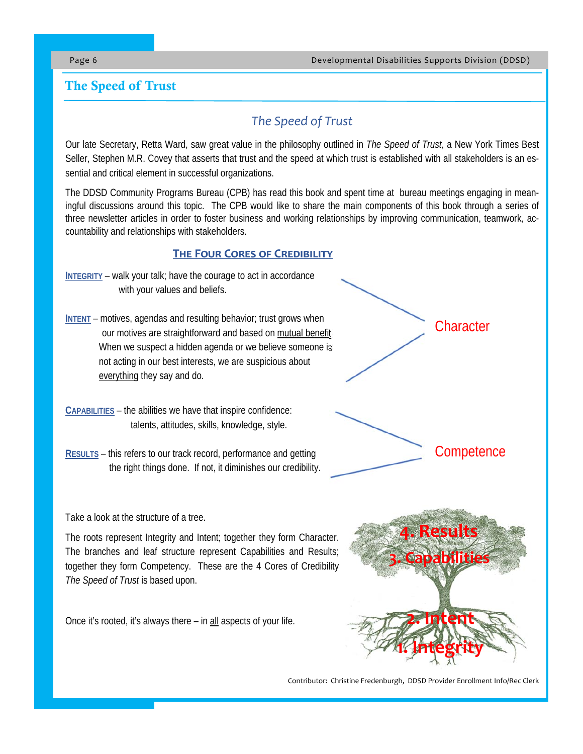## The Speed of Trust

### *The Speed of Trust*

Our late Secretary, Retta Ward, saw great value in the philosophy outlined in *The Speed of Trust*, a New York Times Best Seller, Stephen M.R. Covey that asserts that trust and the speed at which trust is established with all stakeholders is an essential and critical element in successful organizations.

The DDSD Community Programs Bureau (CPB) has read this book and spent time at bureau meetings engaging in meaningful discussions around this topic. The CPB would like to share the main components of this book through a series of three newsletter articles in order to foster business and working relationships by improving communication, teamwork, accountability and relationships with stakeholders.

#### THE FOUR CORES OF CREDIBILITY

**INTEGRITY** – walk your talk; have the courage to act in accordance with your values and beliefs.

**INTENT** – motives, agendas and resulting behavior; trust grows when our motives are straightforward and based on mutual benefit. When we suspect a hidden agenda or we believe someone is not acting in our best interests, we are suspicious about everything they say and do.

Character

**CAPABILITIES** – the abilities we have that inspire confidence: talents, attitudes, skills, knowledge, style.

**RESULTS** – this refers to our track record, performance and getting the right things done. If not, it diminishes our credibility.

Competence

Take a look at the structure of a tree.

The roots represent Integrity and Intent; together they form Character. The branches and leaf structure represent Capabilities and Results; together they form Competency. These are the 4 Cores of Credibility *The Speed of Trust* is based upon.

Once it's rooted, it's always there – in all aspects of your life.

4. Results
3. Capabilities
2. Intent
1. Integrity

Contributor: Christine Fredenburgh, DDSD Provider Enrollment Info/Rec Clerk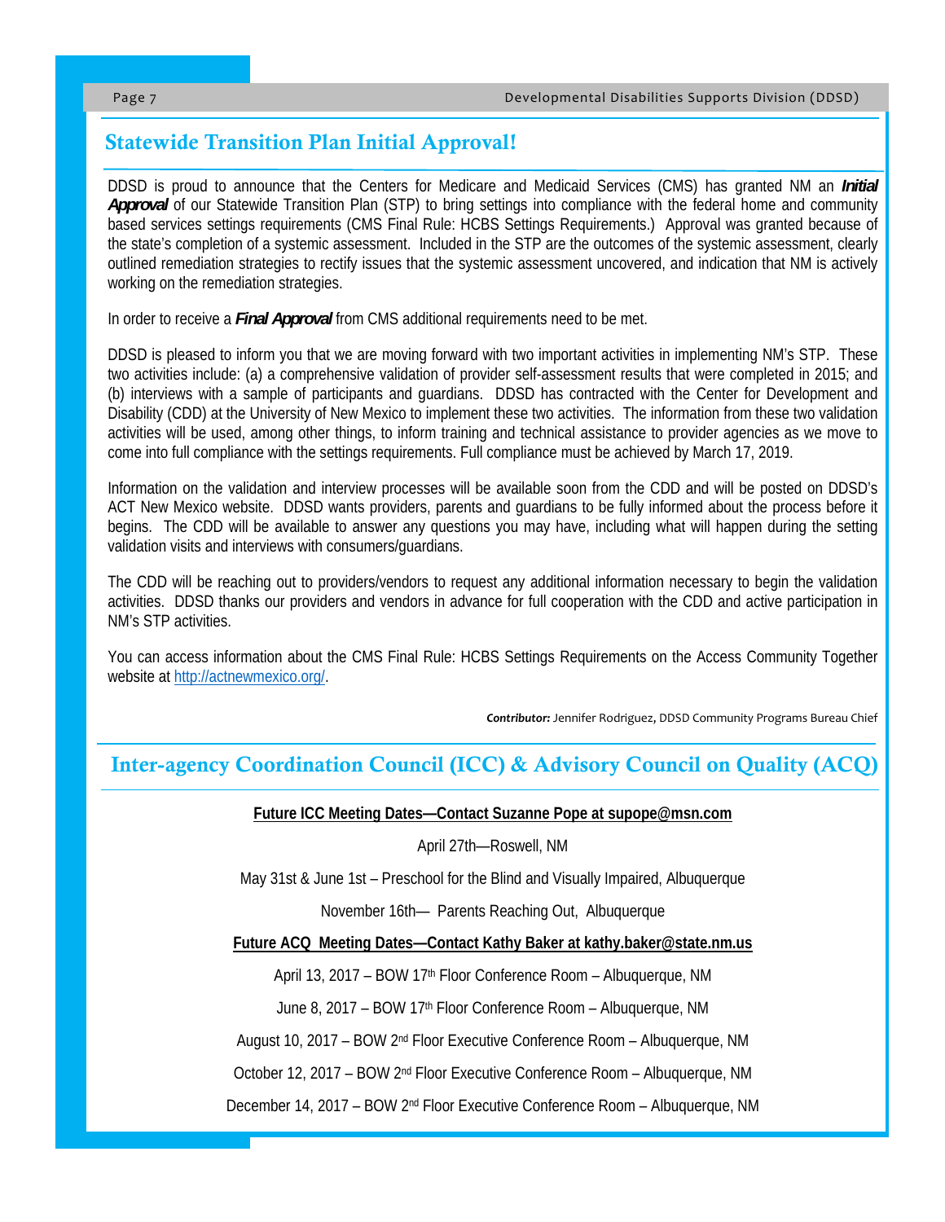## Statewide Transition Plan Initial Approval!

DDSD is proud to announce that the Centers for Medicare and Medicaid Services (CMS) has granted NM an ***Initial Approval*** of our Statewide Transition Plan (STP) to bring settings into compliance with the federal home and community based services settings requirements (CMS Final Rule: HCBS Settings Requirements.) Approval was granted because of the state's completion of a systemic assessment. Included in the STP are the outcomes of the systemic assessment, clearly outlined remediation strategies to rectify issues that the systemic assessment uncovered, and indication that NM is actively working on the remediation strategies.

In order to receive a ***Final Approval*** from CMS additional requirements need to be met.

DDSD is pleased to inform you that we are moving forward with two important activities in implementing NM's STP. These two activities include: (a) a comprehensive validation of provider self-assessment results that were completed in 2015; and (b) interviews with a sample of participants and guardians. DDSD has contracted with the Center for Development and Disability (CDD) at the University of New Mexico to implement these two activities. The information from these two validation activities will be used, among other things, to inform training and technical assistance to provider agencies as we move to come into full compliance with the settings requirements. Full compliance must be achieved by March 17, 2019.

Information on the validation and interview processes will be available soon from the CDD and will be posted on DDSD's ACT New Mexico website. DDSD wants providers, parents and guardians to be fully informed about the process before it begins. The CDD will be available to answer any questions you may have, including what will happen during the setting validation visits and interviews with consumers/guardians.

The CDD will be reaching out to providers/vendors to request any additional information necessary to begin the validation activities. DDSD thanks our providers and vendors in advance for full cooperation with the CDD and active participation in NM's STP activities.

You can access information about the CMS Final Rule: HCBS Settings Requirements on the Access Community Together website at http://actnewmexico.org/.

***Contributor:*** Jennifer Rodriguez, DDSD Community Programs Bureau Chief

## Inter-agency Coordination Council (ICC) & Advisory Council on Quality (ACQ)

**Future ICC Meeting Dates—Contact Suzanne Pope at supope@msn.com**

April 27th—Roswell, NM

May 31st & June 1st – Preschool for the Blind and Visually Impaired, Albuquerque

November 16th— Parents Reaching Out, Albuquerque

**Future ACQ Meeting Dates—Contact Kathy Baker at kathy.baker@state.nm.us**

April 13, 2017 – BOW 17th Floor Conference Room – Albuquerque, NM

June 8, 2017 – BOW 17th Floor Conference Room – Albuquerque, NM

August 10, 2017 – BOW 2nd Floor Executive Conference Room – Albuquerque, NM

October 12, 2017 – BOW 2nd Floor Executive Conference Room – Albuquerque, NM

December 14, 2017 – BOW 2nd Floor Executive Conference Room – Albuquerque, NM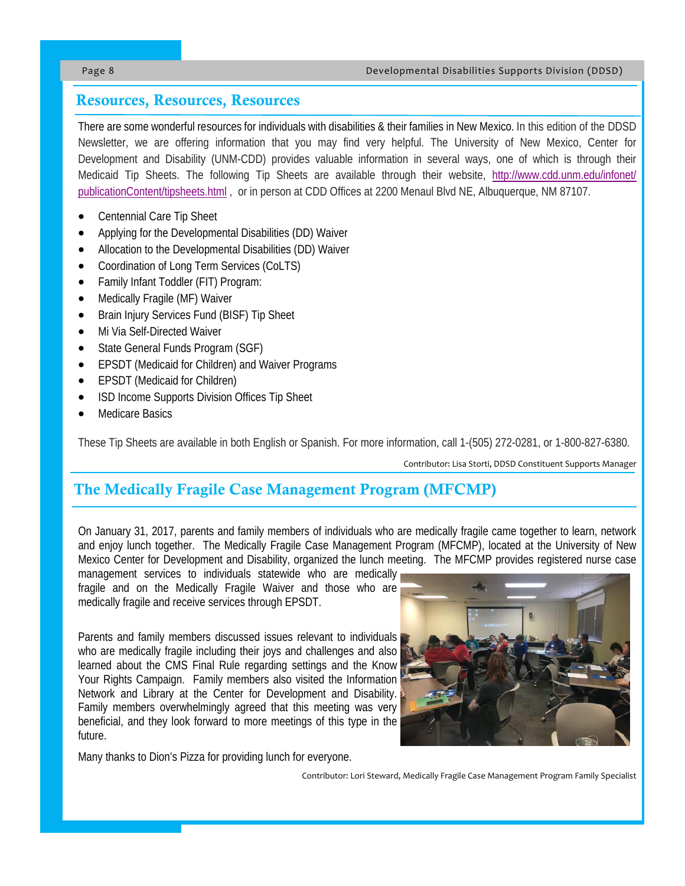## Resources, Resources, Resources

There are some wonderful resources for individuals with disabilities & their families in New Mexico. In this edition of the DDSD Newsletter, we are offering information that you may find very helpful. The University of New Mexico, Center for Development and Disability (UNM-CDD) provides valuable information in several ways, one of which is through their Medicaid Tip Sheets. The following Tip Sheets are available through their website, http://www.cdd.unm.edu/infonet/publicationContent/tipsheets.html , or in person at CDD Offices at 2200 Menaul Blvd NE, Albuquerque, NM 87107.

- Centennial Care Tip Sheet
- Applying for the Developmental Disabilities (DD) Waiver
- Allocation to the Developmental Disabilities (DD) Waiver
- Coordination of Long Term Services (CoLTS)
- Family Infant Toddler (FIT) Program:
- Medically Fragile (MF) Waiver
- Brain Injury Services Fund (BISF) Tip Sheet
- Mi Via Self-Directed Waiver
- State General Funds Program (SGF)
- EPSDT (Medicaid for Children) and Waiver Programs
- EPSDT (Medicaid for Children)
- ISD Income Supports Division Offices Tip Sheet
- Medicare Basics

These Tip Sheets are available in both English or Spanish. For more information, call 1-(505) 272-0281, or 1-800-827-6380.

Contributor: Lisa Storti, DDSD Constituent Supports Manager

## The Medically Fragile Case Management Program (MFCMP)

On January 31, 2017, parents and family members of individuals who are medically fragile came together to learn, network and enjoy lunch together. The Medically Fragile Case Management Program (MFCMP), located at the University of New Mexico Center for Development and Disability, organized the lunch meeting. The MFCMP provides registered nurse case management services to individuals statewide who are medically fragile and on the Medically Fragile Waiver and those who are medically fragile and receive services through EPSDT.

Parents and family members discussed issues relevant to individuals who are medically fragile including their joys and challenges and also learned about the CMS Final Rule regarding settings and the Know Your Rights Campaign. Family members also visited the Information Network and Library at the Center for Development and Disability. Family members overwhelmingly agreed that this meeting was very beneficial, and they look forward to more meetings of this type in the future.

Many thanks to Dion's Pizza for providing lunch for everyone.

Contributor: Lori Steward, Medically Fragile Case Management Program Family Specialist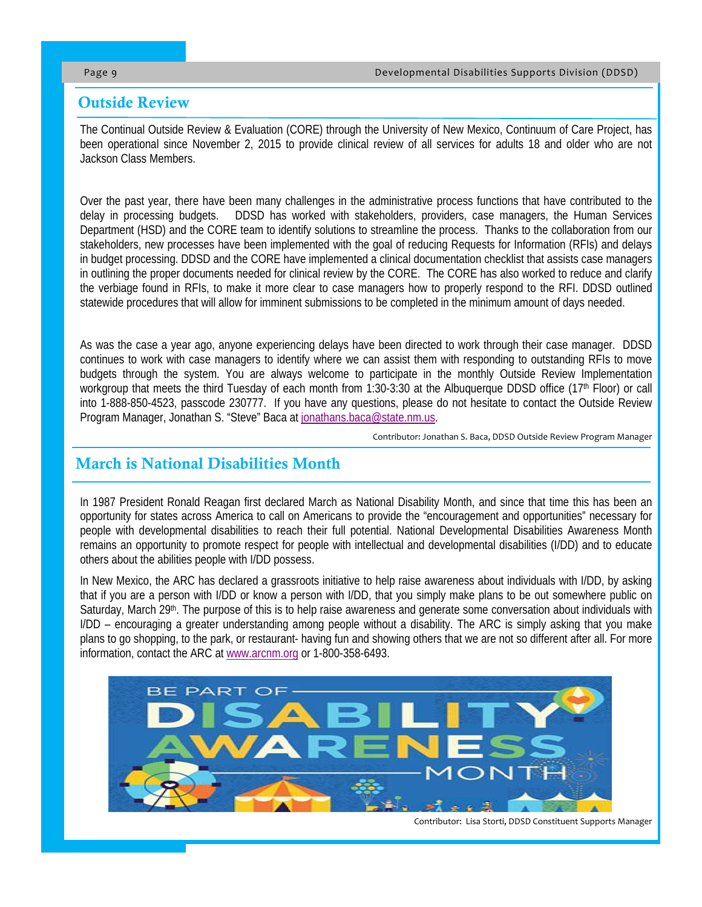## Outside Review

The Continual Outside Review & Evaluation (CORE) through the University of New Mexico, Continuum of Care Project, has been operational since November 2, 2015 to provide clinical review of all services for adults 18 and older who are not Jackson Class Members.

Over the past year, there have been many challenges in the administrative process functions that have contributed to the delay in processing budgets. DDSD has worked with stakeholders, providers, case managers, the Human Services Department (HSD) and the CORE team to identify solutions to streamline the process. Thanks to the collaboration from our stakeholders, new processes have been implemented with the goal of reducing Requests for Information (RFIs) and delays in budget processing. DDSD and the CORE have implemented a clinical documentation checklist that assists case managers in outlining the proper documents needed for clinical review by the CORE. The CORE has also worked to reduce and clarify the verbiage found in RFIs, to make it more clear to case managers how to properly respond to the RFI. DDSD outlined statewide procedures that will allow for imminent submissions to be completed in the minimum amount of days needed.

As was the case a year ago, anyone experiencing delays have been directed to work through their case manager. DDSD continues to work with case managers to identify where we can assist them with responding to outstanding RFIs to move budgets through the system. You are always welcome to participate in the monthly Outside Review Implementation workgroup that meets the third Tuesday of each month from 1:30-3:30 at the Albuquerque DDSD office (17th Floor) or call into 1-888-850-4523, passcode 230777. If you have any questions, please do not hesitate to contact the Outside Review Program Manager, Jonathan S. "Steve" Baca at jonathans.baca@state.nm.us.

Contributor: Jonathan S. Baca, DDSD Outside Review Program Manager

## March is National Disabilities Month

In 1987 President Ronald Reagan first declared March as National Disability Month, and since that time this has been an opportunity for states across America to call on Americans to provide the "encouragement and opportunities" necessary for people with developmental disabilities to reach their full potential. National Developmental Disabilities Awareness Month remains an opportunity to promote respect for people with intellectual and developmental disabilities (I/DD) and to educate others about the abilities people with I/DD possess.

In New Mexico, the ARC has declared a grassroots initiative to help raise awareness about individuals with I/DD, by asking that if you are a person with I/DD or know a person with I/DD, that you simply make plans to be out somewhere public on Saturday, March 29th. The purpose of this is to help raise awareness and generate some conversation about individuals with I/DD – encouraging a greater understanding among people without a disability. The ARC is simply asking that you make plans to go shopping, to the park, or restaurant- having fun and showing others that we are not so different after all. For more information, contact the ARC at www.arcnm.org or 1-800-358-6493.

BE PART OF DISABILITY AWARENESS MONTH

Contributor: Lisa Storti, DDSD Constituent Supports Manager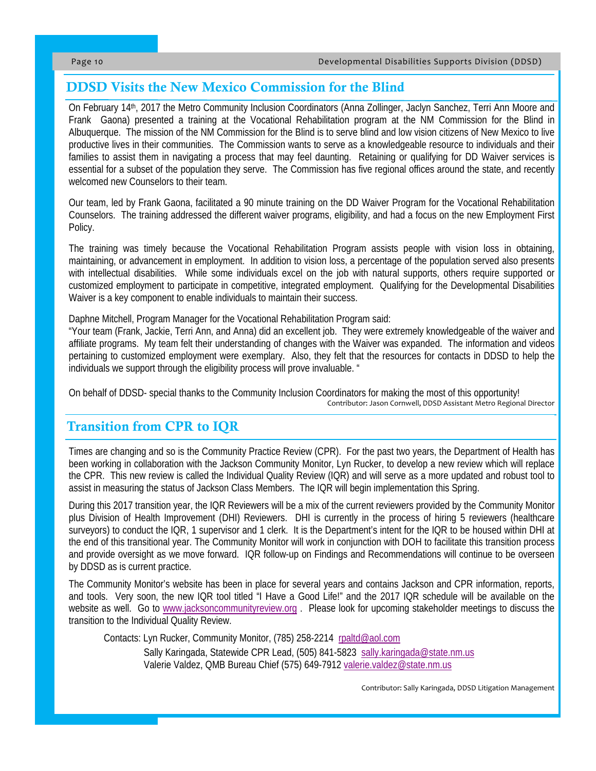## DDSD Visits the New Mexico Commission for the Blind

On February 14th, 2017 the Metro Community Inclusion Coordinators (Anna Zollinger, Jaclyn Sanchez, Terri Ann Moore and Frank Gaona) presented a training at the Vocational Rehabilitation program at the NM Commission for the Blind in Albuquerque. The mission of the NM Commission for the Blind is to serve blind and low vision citizens of New Mexico to live productive lives in their communities. The Commission wants to serve as a knowledgeable resource to individuals and their families to assist them in navigating a process that may feel daunting. Retaining or qualifying for DD Waiver services is essential for a subset of the population they serve. The Commission has five regional offices around the state, and recently welcomed new Counselors to their team.

Our team, led by Frank Gaona, facilitated a 90 minute training on the DD Waiver Program for the Vocational Rehabilitation Counselors. The training addressed the different waiver programs, eligibility, and had a focus on the new Employment First Policy.

The training was timely because the Vocational Rehabilitation Program assists people with vision loss in obtaining, maintaining, or advancement in employment. In addition to vision loss, a percentage of the population served also presents with intellectual disabilities. While some individuals excel on the job with natural supports, others require supported or customized employment to participate in competitive, integrated employment. Qualifying for the Developmental Disabilities Waiver is a key component to enable individuals to maintain their success.

Daphne Mitchell, Program Manager for the Vocational Rehabilitation Program said:
"Your team (Frank, Jackie, Terri Ann, and Anna) did an excellent job. They were extremely knowledgeable of the waiver and affiliate programs. My team felt their understanding of changes with the Waiver was expanded. The information and videos pertaining to customized employment were exemplary. Also, they felt that the resources for contacts in DDSD to help the individuals we support through the eligibility process will prove invaluable. "

On behalf of DDSD- special thanks to the Community Inclusion Coordinators for making the most of this opportunity!

Contributor: Jason Cornwell, DDSD Assistant Metro Regional Director

## Transition from CPR to IQR

Times are changing and so is the Community Practice Review (CPR). For the past two years, the Department of Health has been working in collaboration with the Jackson Community Monitor, Lyn Rucker, to develop a new review which will replace the CPR. This new review is called the Individual Quality Review (IQR) and will serve as a more updated and robust tool to assist in measuring the status of Jackson Class Members. The IQR will begin implementation this Spring.

During this 2017 transition year, the IQR Reviewers will be a mix of the current reviewers provided by the Community Monitor plus Division of Health Improvement (DHI) Reviewers. DHI is currently in the process of hiring 5 reviewers (healthcare surveyors) to conduct the IQR, 1 supervisor and 1 clerk. It is the Department's intent for the IQR to be housed within DHI at the end of this transitional year. The Community Monitor will work in conjunction with DOH to facilitate this transition process and provide oversight as we move forward. IQR follow-up on Findings and Recommendations will continue to be overseen by DDSD as is current practice.

The Community Monitor's website has been in place for several years and contains Jackson and CPR information, reports, and tools. Very soon, the new IQR tool titled "I Have a Good Life!" and the 2017 IQR schedule will be available on the website as well. Go to www.jacksoncommunityreview.org . Please look for upcoming stakeholder meetings to discuss the transition to the Individual Quality Review.

Contacts: Lyn Rucker, Community Monitor, (785) 258-2214 rpaltd@aol.com
Sally Karingada, Statewide CPR Lead, (505) 841-5823 sally.karingada@state.nm.us
Valerie Valdez, QMB Bureau Chief (575) 649-7912 valerie.valdez@state.nm.us

Contributor: Sally Karingada, DDSD Litigation Management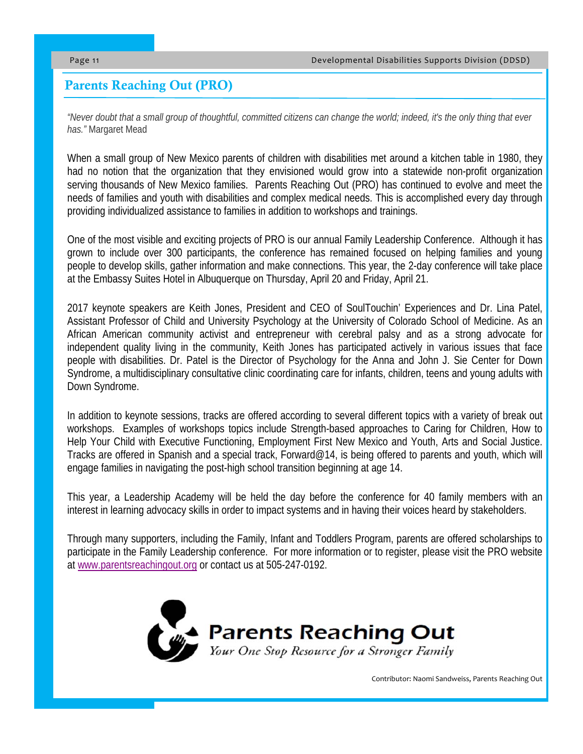## Parents Reaching Out (PRO)

*"Never doubt that a small group of thoughtful, committed citizens can change the world; indeed, it's the only thing that ever has."* Margaret Mead

When a small group of New Mexico parents of children with disabilities met around a kitchen table in 1980, they had no notion that the organization that they envisioned would grow into a statewide non-profit organization serving thousands of New Mexico families. Parents Reaching Out (PRO) has continued to evolve and meet the needs of families and youth with disabilities and complex medical needs. This is accomplished every day through providing individualized assistance to families in addition to workshops and trainings.

One of the most visible and exciting projects of PRO is our annual Family Leadership Conference. Although it has grown to include over 300 participants, the conference has remained focused on helping families and young people to develop skills, gather information and make connections. This year, the 2-day conference will take place at the Embassy Suites Hotel in Albuquerque on Thursday, April 20 and Friday, April 21.

2017 keynote speakers are Keith Jones, President and CEO of SoulTouchin' Experiences and Dr. Lina Patel, Assistant Professor of Child and University Psychology at the University of Colorado School of Medicine. As an African American community activist and entrepreneur with cerebral palsy and as a strong advocate for independent quality living in the community, Keith Jones has participated actively in various issues that face people with disabilities. Dr. Patel is the Director of Psychology for the Anna and John J. Sie Center for Down Syndrome, a multidisciplinary consultative clinic coordinating care for infants, children, teens and young adults with Down Syndrome.

In addition to keynote sessions, tracks are offered according to several different topics with a variety of break out workshops. Examples of workshops topics include Strength-based approaches to Caring for Children, How to Help Your Child with Executive Functioning, Employment First New Mexico and Youth, Arts and Social Justice. Tracks are offered in Spanish and a special track, Forward@14, is being offered to parents and youth, which will engage families in navigating the post-high school transition beginning at age 14.

This year, a Leadership Academy will be held the day before the conference for 40 family members with an interest in learning advocacy skills in order to impact systems and in having their voices heard by stakeholders.

Through many supporters, including the Family, Infant and Toddlers Program, parents are offered scholarships to participate in the Family Leadership conference. For more information or to register, please visit the PRO website at [www.parentsreachingout.org](http://www.parentsreachingout.org) or contact us at 505-247-0192.

**Parents Reaching Out**
*Your One Stop Resource for a Stronger Family*

Contributor: Naomi Sandweiss, Parents Reaching Out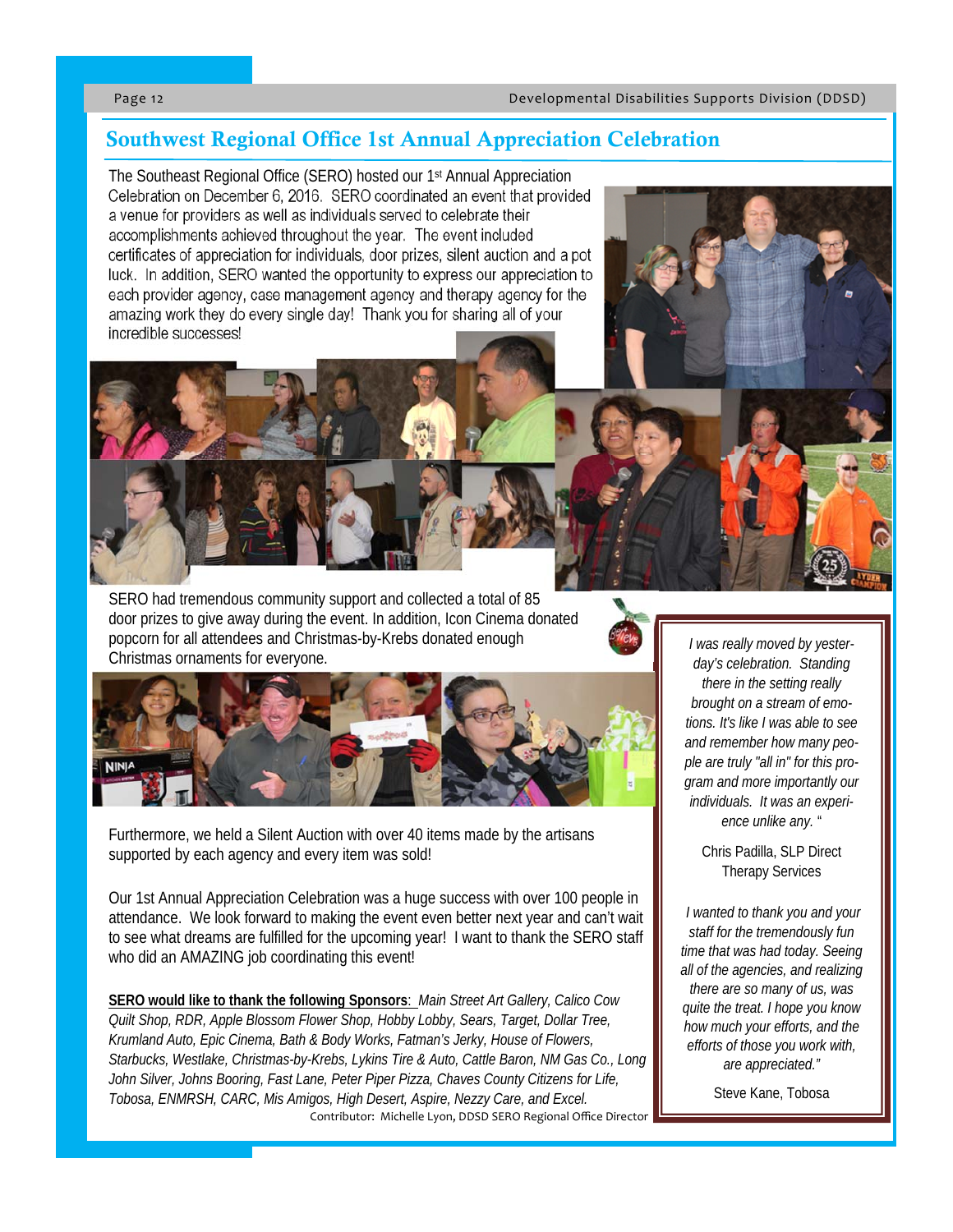## Southwest Regional Office 1st Annual Appreciation Celebration

The Southeast Regional Office (SERO) hosted our 1st Annual Appreciation Celebration on December 6, 2016. SERO coordinated an event that provided a venue for providers as well as individuals served to celebrate their accomplishments achieved throughout the year. The event included certificates of appreciation for individuals, door prizes, silent auction and a pot luck. In addition, SERO wanted the opportunity to express our appreciation to each provider agency, case management agency and therapy agency for the amazing work they do every single day! Thank you for sharing all of your incredible successes!

SERO had tremendous community support and collected a total of 85 door prizes to give away during the event. In addition, Icon Cinema donated popcorn for all attendees and Christmas-by-Krebs donated enough Christmas ornaments for everyone.

Furthermore, we held a Silent Auction with over 40 items made by the artisans supported by each agency and every item was sold!

Our 1st Annual Appreciation Celebration was a huge success with over 100 people in attendance. We look forward to making the event even better next year and can't wait to see what dreams are fulfilled for the upcoming year! I want to thank the SERO staff who did an AMAZING job coordinating this event!

**SERO would like to thank the following Sponsors**: *Main Street Art Gallery, Calico Cow Quilt Shop, RDR, Apple Blossom Flower Shop, Hobby Lobby, Sears, Target, Dollar Tree, Krumland Auto, Epic Cinema, Bath & Body Works, Fatman's Jerky, House of Flowers, Starbucks, Westlake, Christmas-by-Krebs, Lykins Tire & Auto, Cattle Baron, NM Gas Co., Long John Silver, Johns Booring, Fast Lane, Peter Piper Pizza, Chaves County Citizens for Life, Tobosa, ENMRSH, CARC, Mis Amigos, High Desert, Aspire, Nezzy Care, and Excel.*

Contributor: Michelle Lyon, DDSD SERO Regional Office Director

*I was really moved by yesterday's celebration. Standing there in the setting really brought on a stream of emotions. It's like I was able to see and remember how many people are truly "all in" for this program and more importantly our individuals. It was an experience unlike any. "*

Chris Padilla, SLP Direct Therapy Services

*I wanted to thank you and your staff for the tremendously fun time that was had today. Seeing all of the agencies, and realizing there are so many of us, was quite the treat. I hope you know how much your efforts, and the efforts of those you work with, are appreciated."*

Steve Kane, Tobosa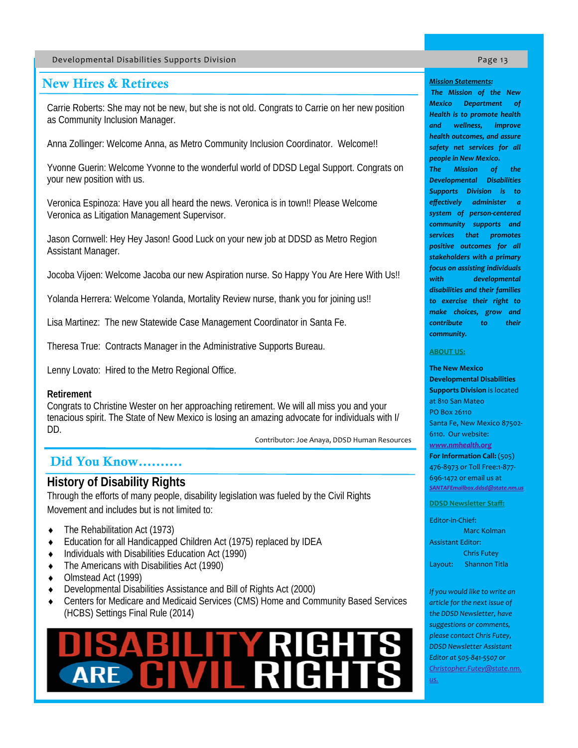## New Hires & Retirees

Carrie Roberts: She may not be new, but she is not old. Congrats to Carrie on her new position as Community Inclusion Manager.

Anna Zollinger: Welcome Anna, as Metro Community Inclusion Coordinator. Welcome!!

Yvonne Guerin: Welcome Yvonne to the wonderful world of DDSD Legal Support. Congrats on your new position with us.

Veronica Espinoza: Have you all heard the news. Veronica is in town!! Please Welcome Veronica as Litigation Management Supervisor.

Jason Cornwell: Hey Hey Jason! Good Luck on your new job at DDSD as Metro Region Assistant Manager.

Jocoba Vijoen: Welcome Jacoba our new Aspiration nurse. So Happy You Are Here With Us!!

Yolanda Herrera: Welcome Yolanda, Mortality Review nurse, thank you for joining us!!

Lisa Martinez: The new Statewide Case Management Coordinator in Santa Fe.

Theresa True: Contracts Manager in the Administrative Supports Bureau.

Lenny Lovato: Hired to the Metro Regional Office.

**Retirement**

Congrats to Christine Wester on her approaching retirement. We will all miss you and your tenacious spirit. The State of New Mexico is losing an amazing advocate for individuals with I/DD.

Contributor: Joe Anaya, DDSD Human Resources

## Did You Know……….

### History of Disability Rights

Through the efforts of many people, disability legislation was fueled by the Civil Rights Movement and includes but is not limited to:

- The Rehabilitation Act (1973)
- Education for all Handicapped Children Act (1975) replaced by IDEA
- Individuals with Disabilities Education Act (1990)
- The Americans with Disabilities Act (1990)
- Olmstead Act (1999)
- Developmental Disabilities Assistance and Bill of Rights Act (2000)
- Centers for Medicare and Medicaid Services (CMS) Home and Community Based Services (HCBS) Settings Final Rule (2014)

DISABILITY RIGHTS ARE CIVIL RIGHTS

**_Mission Statements:_**

***The Mission of the New Mexico Department of Health is to promote health and wellness, improve health outcomes, and assure safety net services for all people in New Mexico.***

***The Mission of the Developmental Disabilities Supports Division is to effectively administer a system of person-centered community supports and services that promotes positive outcomes for all stakeholders with a primary focus on assisting individuals with developmental disabilities and their families to exercise their right to make choices, grow and contribute to their community.***

**ABOUT US:**

**The New Mexico Developmental Disabilities Supports Division** is located at 810 San Mateo PO Box 26110 Santa Fe, New Mexico 87502-6110. Our website: www.nmhealth.org

**For Information Call:** (505) 476-8973 or Toll Free:1-877-696-1472 or email us at SANTAFEmailbox.ddsd@state.nm.us

**DDSD Newsletter Staff:**

Editor-in-Chief: Marc Kolman

Assistant Editor: Chris Futey

Layout: Shannon Titla

*If you would like to write an article for the next issue of the DDSD Newsletter, have suggestions or comments, please contact Chris Futey, DDSD Newsletter Assistant Editor at 505-841-5507 or* Christopher.Futey@state.nm.us.